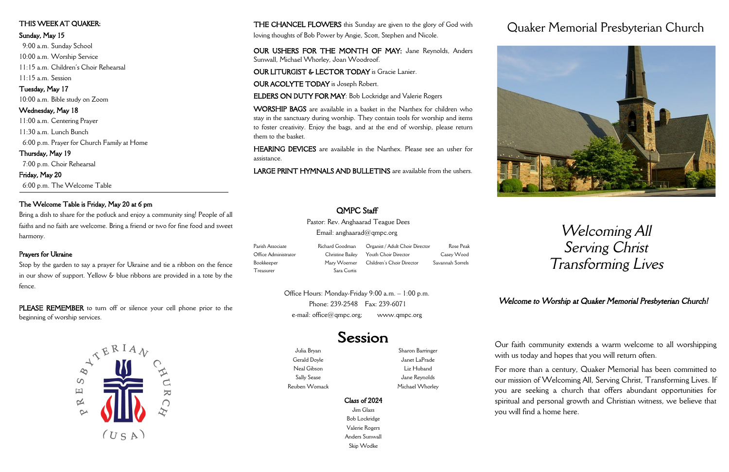## THIS WEEK AT QUAKER:

**Sunday, May 15**

9:00 a.m. Sunday School
10:00 a.m. Worship Service
11:15 a.m. Children's Choir Rehearsal
11:15 a.m. Session

**Tuesday, May 17**

10:00 a.m. Bible study on Zoom

**Wednesday, May 18**

11:00 a.m. Centering Prayer
11:30 a.m. Lunch Bunch
6:00 p.m. Prayer for Church Family at Home

**Thursday, May 19**

7:00 p.m. Choir Rehearsal

**Friday, May 20**

6:00 p.m. The Welcome Table

### The Welcome Table is Friday, May 20 at 6 pm

Bring a dish to share for the potluck and enjoy a community sing! People of all faiths and no faith are welcome. Bring a friend or two for fine food and sweet harmony.

### Prayers for Ukraine

Stop by the garden to say a prayer for Ukraine and tie a ribbon on the fence in our show of support. Yellow & blue ribbons are provided in a tote by the fence.

**PLEASE REMEMBER** to turn off or silence your cell phone prior to the beginning of worship services.

PRESBYTERIAN CHURCH (USA)

**THE CHANCEL FLOWERS** this Sunday are given to the glory of God with loving thoughts of Bob Power by Angie, Scott, Stephen and Nicole.

**OUR USHERS FOR THE MONTH OF MAY:** Jane Reynolds, Anders Sunwall, Michael Whorley, Joan Woodroof.

**OUR LITURGIST & LECTOR TODAY** is Gracie Lanier.

**OUR ACOLYTE TODAY** is Joseph Robert.

**ELDERS ON DUTY FOR MAY**: Bob Lockridge and Valerie Rogers

**WORSHIP BAGS** are available in a basket in the Narthex for children who stay in the sanctuary during worship. They contain tools for worship and items to foster creativity. Enjoy the bags, and at the end of worship, please return them to the basket.

**HEARING DEVICES** are available in the Narthex. Please see an usher for assistance.

**LARGE PRINT HYMNALS AND BULLETINS** are available from the ushers.

## QMPC Staff

Pastor: Rev. Anghaarad Teague Dees
Email: anghaarad@qmpc.org

| | | | |
|---|---|---|---|
| Parish Associate | Richard Goodman | Organist / Adult Choir Director | Rose Peak |
| Office Administrator | Christine Bailey | Youth Choir Director | Casey Wood |
| Bookkeeper | Mary Woerner | Children's Choir Director | Savannah Sorrels |
| Treasurer | Sara Curtis | | |

Office Hours: Monday-Friday 9:00 a.m. – 1:00 p.m.
Phone: 239-2548 Fax: 239-6071
e-mail: office@qmpc.org; www.qmpc.org

## Session

Julia Bryan
Gerald Doyle
Neal Gibson
Sally Sease
Reuben Womack

Sharon Barringer
Janet LaPrade
Liz Huband
Jane Reynolds
Michael Whorley

**Class of 2024**

Jim Glass
Bob Lockridge
Valerie Rogers
Anders Sunwall
Skip Wodke

# Quaker Memorial Presbyterian Church

*Welcoming All*
*Serving Christ*
*Transforming Lives*

***Welcome to Worship at Quaker Memorial Presbyterian Church!***

Our faith community extends a warm welcome to all worshipping with us today and hopes that you will return often.

For more than a century, Quaker Memorial has been committed to our mission of Welcoming All, Serving Christ, Transforming Lives. If you are seeking a church that offers abundant opportunities for spiritual and personal growth and Christian witness, we believe that you will find a home here.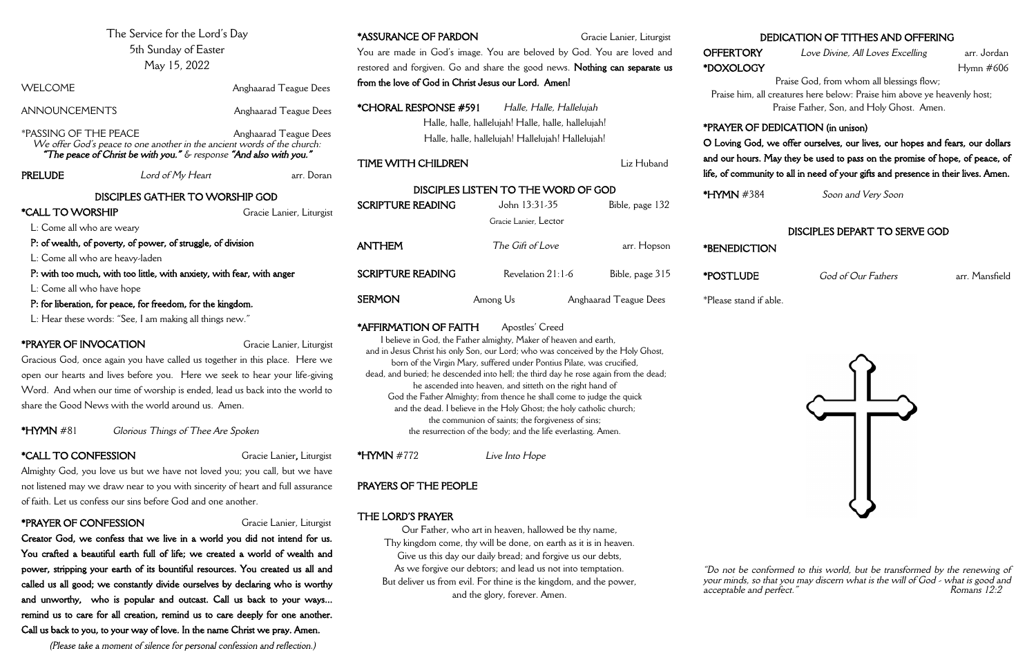The Service for the Lord's Day
5th Sunday of Easter
May 15, 2022

WELCOME — Angharad Teague Dees

ANNOUNCEMENTS — Angharad Teague Dees

*PASSING OF THE PEACE — Angharad Teague Dees

*We offer God's peace to one another in the ancient words of the church:* **"The peace of Christ be with you."** *& response* **"And also with you."**

**PRELUDE** — *Lord of My Heart* — arr. Doran

## DISCIPLES GATHER TO WORSHIP GOD

**\*CALL TO WORSHIP** — Gracie Lanier, Liturgist

L: Come all who are weary

**P: of wealth, of poverty, of power, of struggle, of division**

L: Come all who are heavy-laden

**P: with too much, with too little, with anxiety, with fear, with anger**

L: Come all who have hope

**P: for liberation, for peace, for freedom, for the kingdom.**

L: Hear these words: "See, I am making all things new."

**\*PRAYER OF INVOCATION** — Gracie Lanier, Liturgist

Gracious God, once again you have called us together in this place. Here we open our hearts and lives before you. Here we seek to hear your life-giving Word. And when our time of worship is ended, lead us back into the world to share the Good News with the world around us. Amen.

**\*HYMN** #81 — *Glorious Things of Thee Are Spoken*

**\*CALL TO CONFESSION** — Gracie Lanier, Liturgist

Almighty God, you love us but we have not loved you; you call, but we have not listened may we draw near to you with sincerity of heart and full assurance of faith. Let us confess our sins before God and one another.

**\*PRAYER OF CONFESSION** — Gracie Lanier, Liturgist

**Creator God, we confess that we live in a world you did not intend for us. You crafted a beautiful earth full of life; we created a world of wealth and power, stripping your earth of its bountiful resources. You created us all and called us all good; we constantly divide ourselves by declaring who is worthy and unworthy, who is popular and outcast. Call us back to your ways... remind us to care for all creation, remind us to care deeply for one another. Call us back to you, to your way of love. In the name Christ we pray. Amen.**

*(Please take a moment of silence for personal confession and reflection.)*

**\*ASSURANCE OF PARDON** — Gracie Lanier, Liturgist

You are made in God's image. You are beloved by God. You are loved and restored and forgiven. Go and share the good news. **Nothing can separate us from the love of God in Christ Jesus our Lord. Amen!**

**\*CHORAL RESPONSE #591** — *Halle, Halle, Hallelujah*

Halle, halle, hallelujah! Halle, halle, hallelujah!
Halle, halle, hallelujah! Hallelujah! Hallelujah!

**TIME WITH CHILDREN** — Liz Huband

## DISCIPLES LISTEN TO THE WORD OF GOD

**SCRIPTURE READING** — John 13:31-35 — Bible, page 132
Gracie Lanier, Lector

**ANTHEM** — *The Gift of Love* — arr. Hopson

**SCRIPTURE READING** — Revelation 21:1-6 — Bible, page 315

**SERMON** — Among Us — Angharad Teague Dees

**\*AFFIRMATION OF FAITH** — Apostles' Creed

I believe in God, the Father almighty, Maker of heaven and earth,
and in Jesus Christ his only Son, our Lord; who was conceived by the Holy Ghost,
born of the Virgin Mary, suffered under Pontius Pilate, was crucified,
dead, and buried; he descended into hell; the third day he rose again from the dead;
he ascended into heaven, and sitteth on the right hand of
God the Father Almighty; from thence he shall come to judge the quick
and the dead. I believe in the Holy Ghost; the holy catholic church;
the communion of saints; the forgiveness of sins;
the resurrection of the body; and the life everlasting. Amen.

**\*HYMN** #772 — *Live Into Hope*

**PRAYERS OF THE PEOPLE**

**THE LORD'S PRAYER**

Our Father, who art in heaven, hallowed be thy name,
Thy kingdom come, thy will be done, on earth as it is in heaven.
Give us this day our daily bread; and forgive us our debts,
As we forgive our debtors; and lead us not into temptation.
But deliver us from evil. For thine is the kingdom, and the power,
and the glory, forever. Amen.

## DEDICATION OF TITHES AND OFFERING

**OFFERTORY** — *Love Divine, All Loves Excelling* — arr. Jordan

**\*DOXOLOGY** — Hymn #606

Praise God, from whom all blessings flow;
Praise him, all creatures here below: Praise him above ye heavenly host;
Praise Father, Son, and Holy Ghost. Amen.

**\*PRAYER OF DEDICATION (in unison)**

**O Loving God, we offer ourselves, our lives, our hopes and fears, our dollars and our hours. May they be used to pass on the promise of hope, of peace, of life, of community to all in need of your gifts and presence in their lives. Amen.**

**\*HYMN** #384 — *Soon and Very Soon*

## DISCIPLES DEPART TO SERVE GOD

**\*BENEDICTION**

**\*POSTLUDE** — *God of Our Fathers* — arr. Mansfield

\*Please stand if able.

*"Do not be conformed to this world, but be transformed by the renewing of your minds, so that you may discern what is the will of God - what is good and acceptable and perfect."* *Romans 12:2*